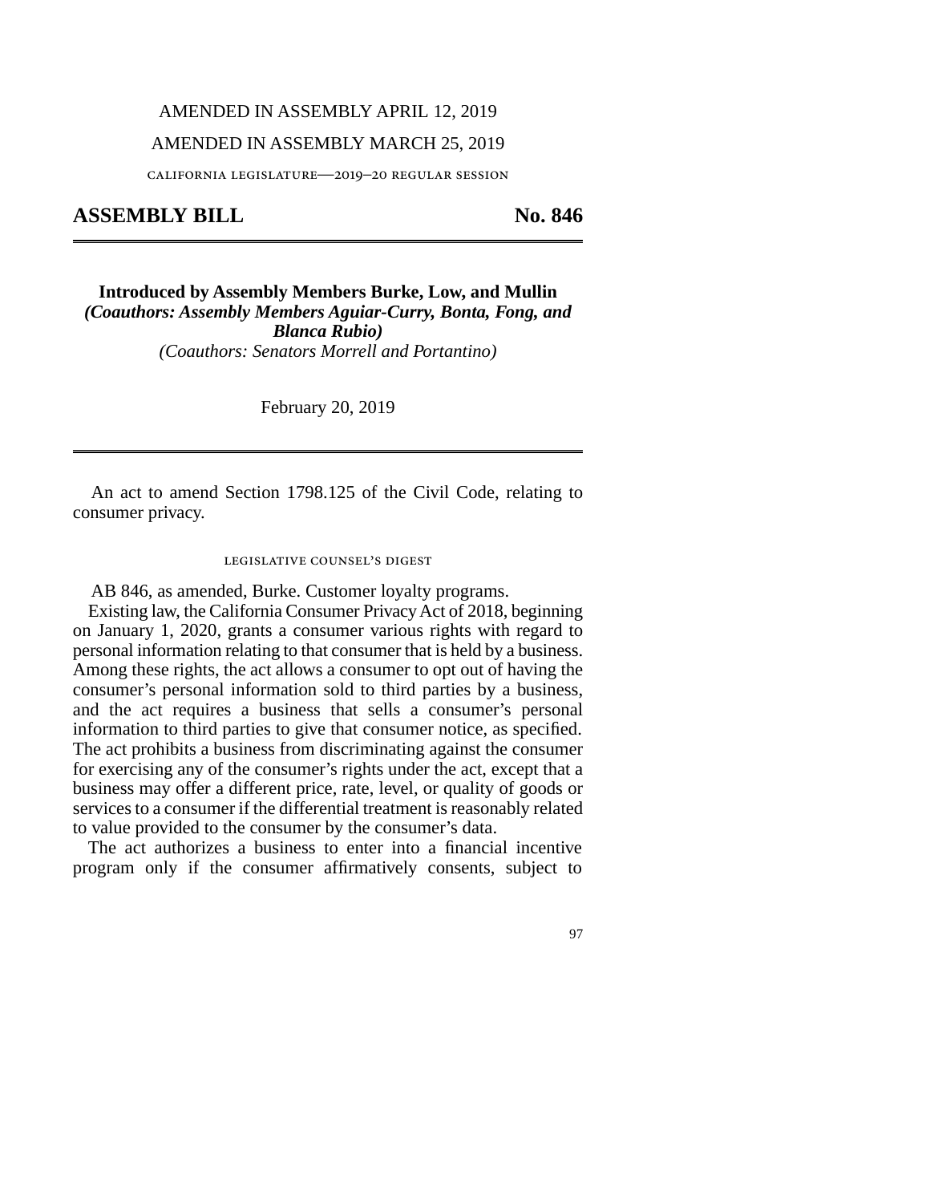AMENDED IN ASSEMBLY APRIL 12, 2019

AMENDED IN ASSEMBLY MARCH 25, 2019

CALIFORNIA LEGISLATURE—2019–20 REGULAR SESSION

# ASSEMBLY BILL No. 846

**Introduced by Assembly Members Burke, Low, and Mullin**
***(Coauthors: Assembly Members Aguiar-Curry, Bonta, Fong, and Blanca Rubio)***
*(Coauthors: Senators Morrell and Portantino)*

February 20, 2019

An act to amend Section 1798.125 of the Civil Code, relating to consumer privacy.

LEGISLATIVE COUNSEL'S DIGEST

AB 846, as amended, Burke. Customer loyalty programs.

Existing law, the California Consumer Privacy Act of 2018, beginning on January 1, 2020, grants a consumer various rights with regard to personal information relating to that consumer that is held by a business. Among these rights, the act allows a consumer to opt out of having the consumer's personal information sold to third parties by a business, and the act requires a business that sells a consumer's personal information to third parties to give that consumer notice, as specified. The act prohibits a business from discriminating against the consumer for exercising any of the consumer's rights under the act, except that a business may offer a different price, rate, level, or quality of goods or services to a consumer if the differential treatment is reasonably related to value provided to the consumer by the consumer's data.

The act authorizes a business to enter into a financial incentive program only if the consumer affirmatively consents, subject to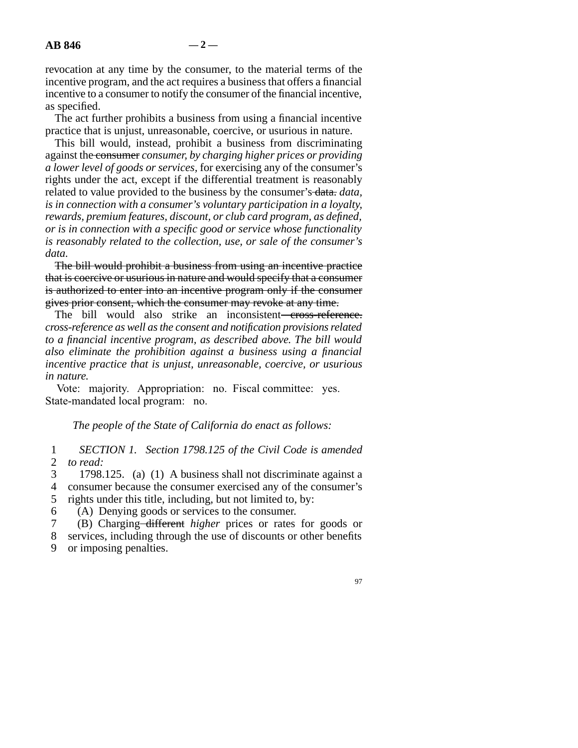revocation at any time by the consumer, to the material terms of the incentive program, and the act requires a business that offers a financial incentive to a consumer to notify the consumer of the financial incentive, as specified.

The act further prohibits a business from using a financial incentive practice that is unjust, unreasonable, coercive, or usurious in nature.

This bill would, instead, prohibit a business from discriminating against the ~~consumer~~ *consumer, by charging higher prices or providing a lower level of goods or services,* for exercising any of the consumer's rights under the act, except if the differential treatment is reasonably related to value provided to the business by the consumer's ~~data.~~ *data, is in connection with a consumer's voluntary participation in a loyalty, rewards, premium features, discount, or club card program, as defined, or is in connection with a specific good or service whose functionality is reasonably related to the collection, use, or sale of the consumer's data.*

~~The bill would prohibit a business from using an incentive practice that is coercive or usurious in nature and would specify that a consumer is authorized to enter into an incentive program only if the consumer gives prior consent, which the consumer may revoke at any time.~~

The bill would also strike an inconsistent ~~cross-reference.~~ *cross-reference as well as the consent and notification provisions related to a financial incentive program, as described above. The bill would also eliminate the prohibition against a business using a financial incentive practice that is unjust, unreasonable, coercive, or usurious in nature.*

Vote: majority. Appropriation: no. Fiscal committee: yes. State-mandated local program: no.

*The people of the State of California do enact as follows:*

1 *SECTION 1. Section 1798.125 of the Civil Code is amended*
2 *to read:*
3 1798.125. (a) (1) A business shall not discriminate against a
4 consumer because the consumer exercised any of the consumer's
5 rights under this title, including, but not limited to, by:
6 (A) Denying goods or services to the consumer.
7 (B) Charging ~~different~~ *higher* prices or rates for goods or
8 services, including through the use of discounts or other benefits
9 or imposing penalties.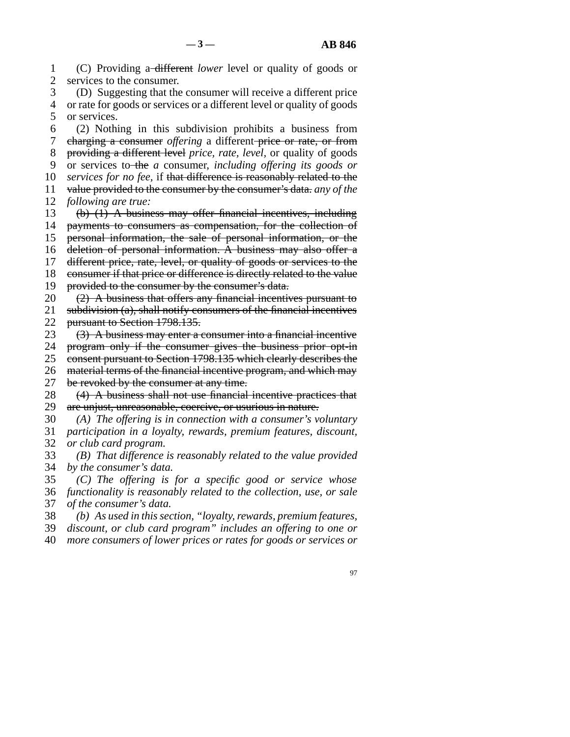(C) Providing a ~~different~~ *lower* level or quality of goods or services to the consumer.

(D) Suggesting that the consumer will receive a different price or rate for goods or services or a different level or quality of goods or services.

(2) Nothing in this subdivision prohibits a business from ~~charging a consumer~~ *offering* a different ~~price or rate, or from providing a different level~~ *price, rate, level,* or quality of goods or services to ~~the~~ *a* consumer, *including offering its goods or services for no fee,* if ~~that difference is reasonably related to the value provided to the consumer by the consumer's data.~~ *any of the following are true:*

~~(b) (1) A business may offer financial incentives, including payments to consumers as compensation, for the collection of personal information, the sale of personal information, or the deletion of personal information. A business may also offer a different price, rate, level, or quality of goods or services to the consumer if that price or difference is directly related to the value provided to the consumer by the consumer's data.~~

~~(2) A business that offers any financial incentives pursuant to subdivision (a), shall notify consumers of the financial incentives pursuant to Section 1798.135.~~

~~(3) A business may enter a consumer into a financial incentive program only if the consumer gives the business prior opt-in consent pursuant to Section 1798.135 which clearly describes the material terms of the financial incentive program, and which may be revoked by the consumer at any time.~~

~~(4) A business shall not use financial incentive practices that are unjust, unreasonable, coercive, or usurious in nature.~~

*(A) The offering is in connection with a consumer's voluntary participation in a loyalty, rewards, premium features, discount, or club card program.*

*(B) That difference is reasonably related to the value provided by the consumer's data.*

*(C) The offering is for a specific good or service whose functionality is reasonably related to the collection, use, or sale of the consumer's data.*

*(b) As used in this section, "loyalty, rewards, premium features, discount, or club card program" includes an offering to one or more consumers of lower prices or rates for goods or services or*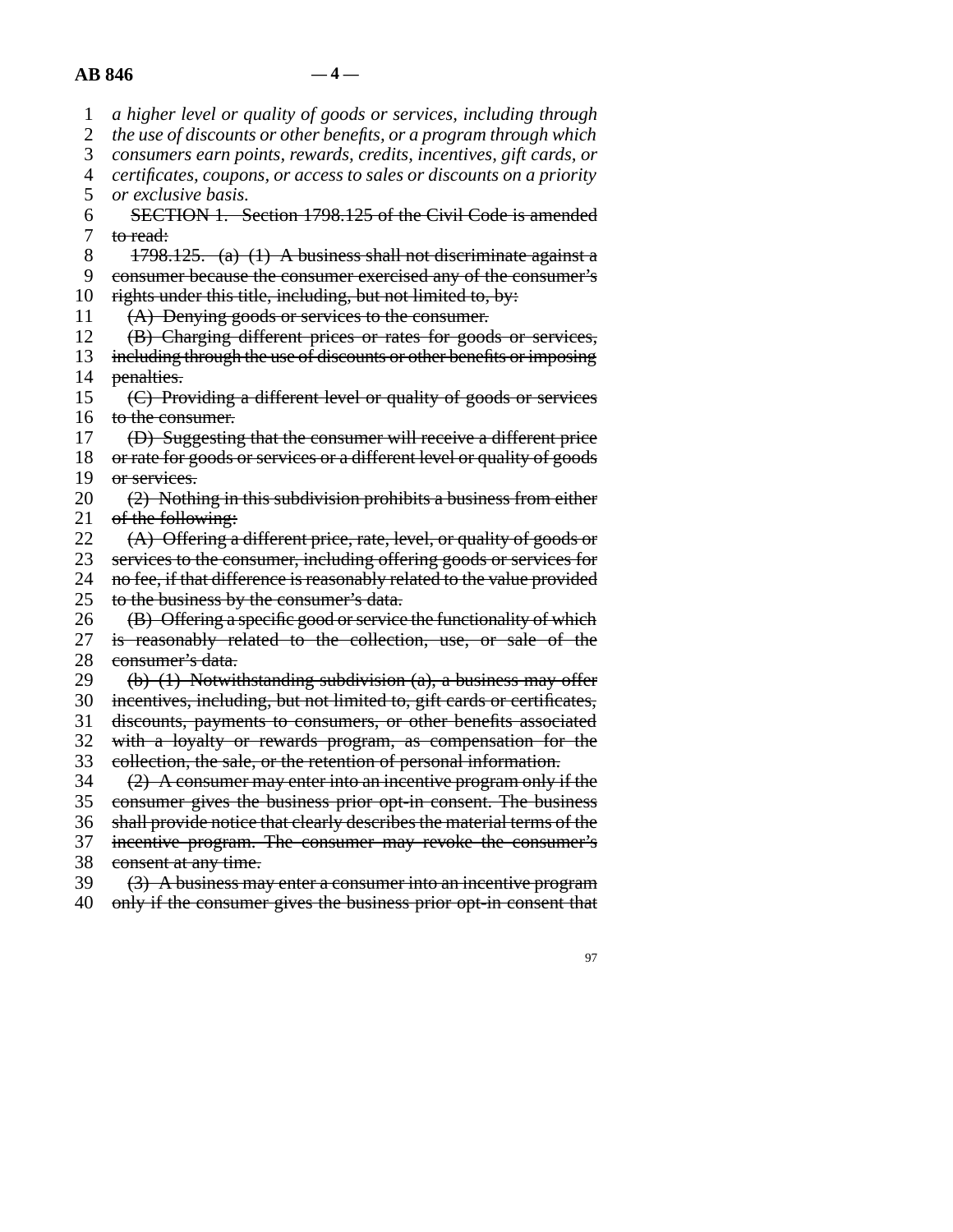*a higher level or quality of goods or services, including through the use of discounts or other benefits, or a program through which consumers earn points, rewards, credits, incentives, gift cards, or certificates, coupons, or access to sales or discounts on a priority or exclusive basis.*

~~SECTION 1. Section 1798.125 of the Civil Code is amended to read:~~

~~1798.125. (a) (1) A business shall not discriminate against a consumer because the consumer exercised any of the consumer's rights under this title, including, but not limited to, by:~~

~~(A) Denying goods or services to the consumer.~~

~~(B) Charging different prices or rates for goods or services, including through the use of discounts or other benefits or imposing penalties.~~

~~(C) Providing a different level or quality of goods or services to the consumer.~~

~~(D) Suggesting that the consumer will receive a different price or rate for goods or services or a different level or quality of goods or services.~~

~~(2) Nothing in this subdivision prohibits a business from either of the following:~~

~~(A) Offering a different price, rate, level, or quality of goods or services to the consumer, including offering goods or services for no fee, if that difference is reasonably related to the value provided to the business by the consumer's data.~~

~~(B) Offering a specific good or service the functionality of which is reasonably related to the collection, use, or sale of the consumer's data.~~

~~(b) (1) Notwithstanding subdivision (a), a business may offer incentives, including, but not limited to, gift cards or certificates, discounts, payments to consumers, or other benefits associated with a loyalty or rewards program, as compensation for the collection, the sale, or the retention of personal information.~~

~~(2) A consumer may enter into an incentive program only if the consumer gives the business prior opt-in consent. The business shall provide notice that clearly describes the material terms of the incentive program. The consumer may revoke the consumer's consent at any time.~~

~~(3) A business may enter a consumer into an incentive program only if the consumer gives the business prior opt-in consent that~~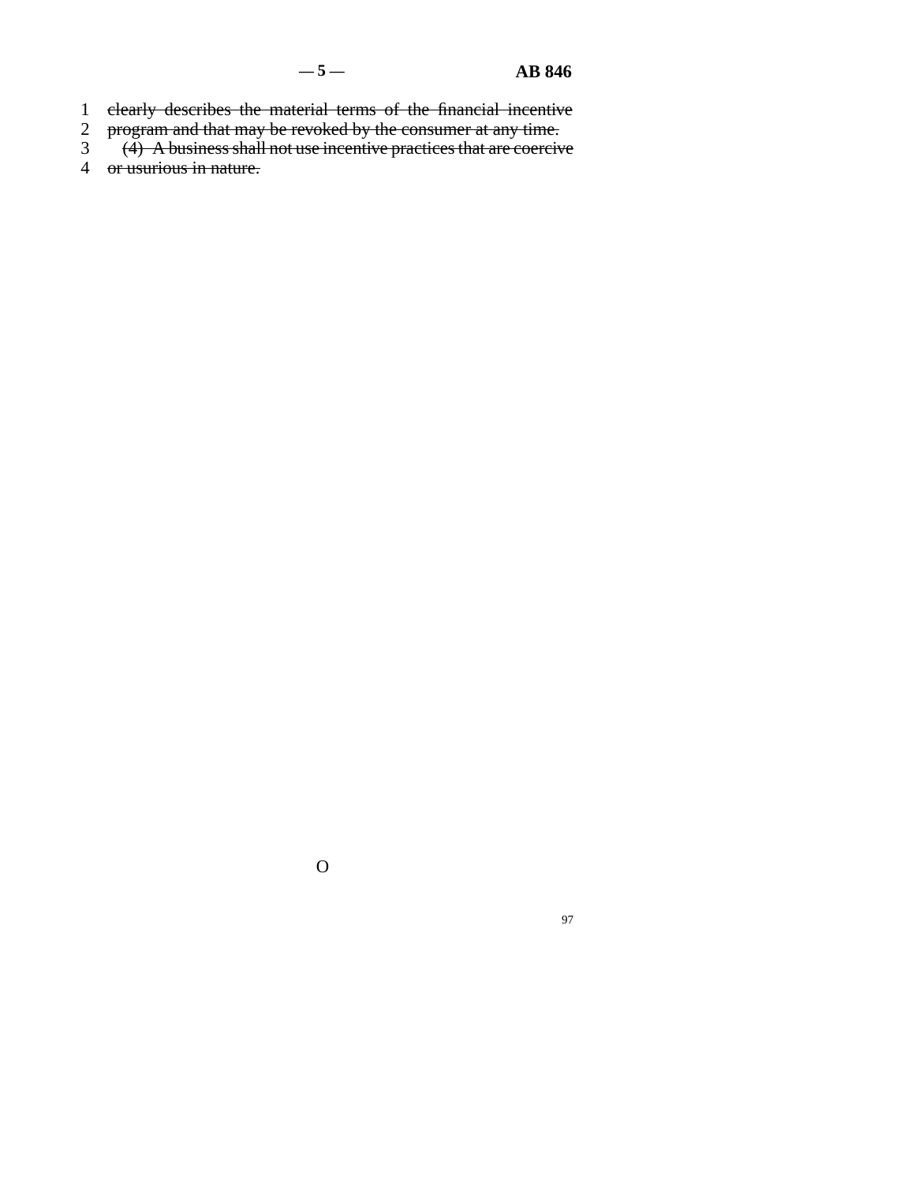~~clearly describes the material terms of the financial incentive program and that may be revoked by the consumer at any time.~~

~~(4) A business shall not use incentive practices that are coercive or usurious in nature.~~

O